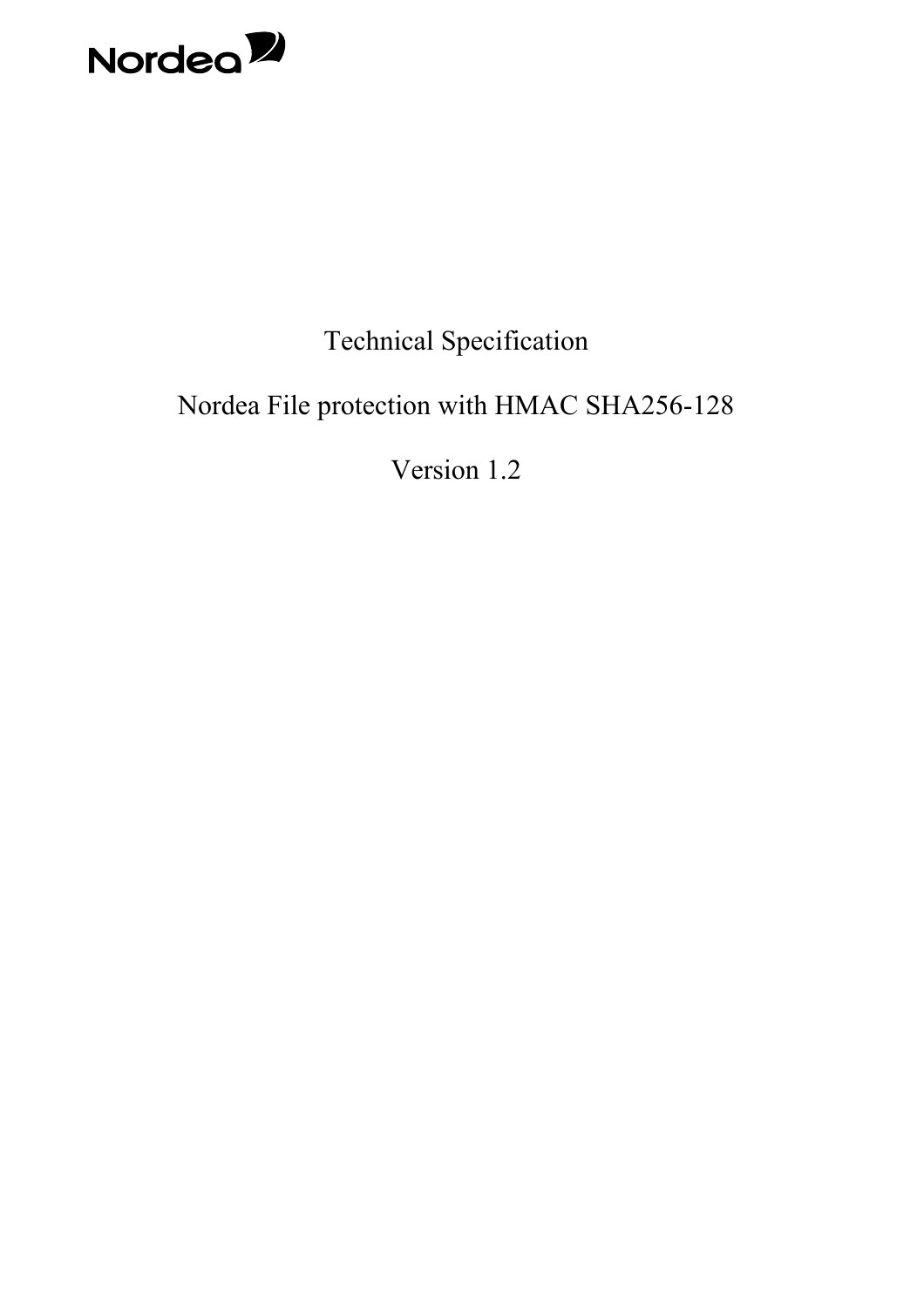Nordea

Technical Specification

Nordea File protection with HMAC SHA256-128

Version 1.2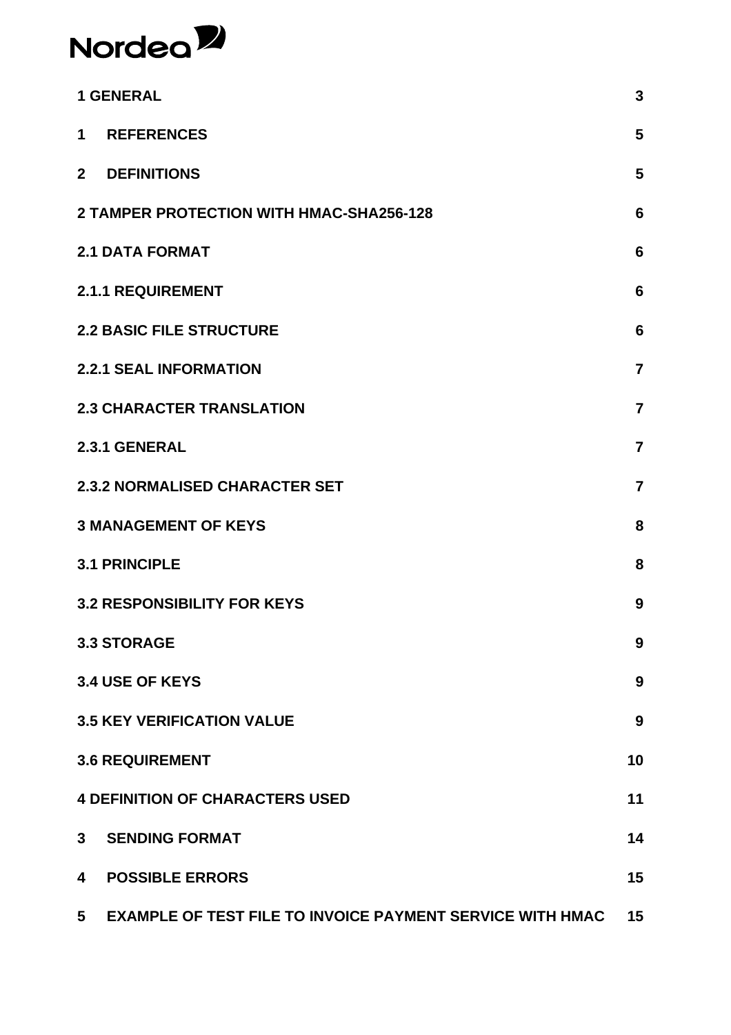Nordea

| | |
|---|---|
| **1 GENERAL** | **3** |
| **1 REFERENCES** | **5** |
| **2 DEFINITIONS** | **5** |
| **2 TAMPER PROTECTION WITH HMAC-SHA256-128** | **6** |
| **2.1 DATA FORMAT** | **6** |
| **2.1.1 REQUIREMENT** | **6** |
| **2.2 BASIC FILE STRUCTURE** | **6** |
| **2.2.1 SEAL INFORMATION** | **7** |
| **2.3 CHARACTER TRANSLATION** | **7** |
| **2.3.1 GENERAL** | **7** |
| **2.3.2 NORMALISED CHARACTER SET** | **7** |
| **3 MANAGEMENT OF KEYS** | **8** |
| **3.1 PRINCIPLE** | **8** |
| **3.2 RESPONSIBILITY FOR KEYS** | **9** |
| **3.3 STORAGE** | **9** |
| **3.4 USE OF KEYS** | **9** |
| **3.5 KEY VERIFICATION VALUE** | **9** |
| **3.6 REQUIREMENT** | **10** |
| **4 DEFINITION OF CHARACTERS USED** | **11** |
| **3 SENDING FORMAT** | **14** |
| **4 POSSIBLE ERRORS** | **15** |
| **5 EXAMPLE OF TEST FILE TO INVOICE PAYMENT SERVICE WITH HMAC** | **15** |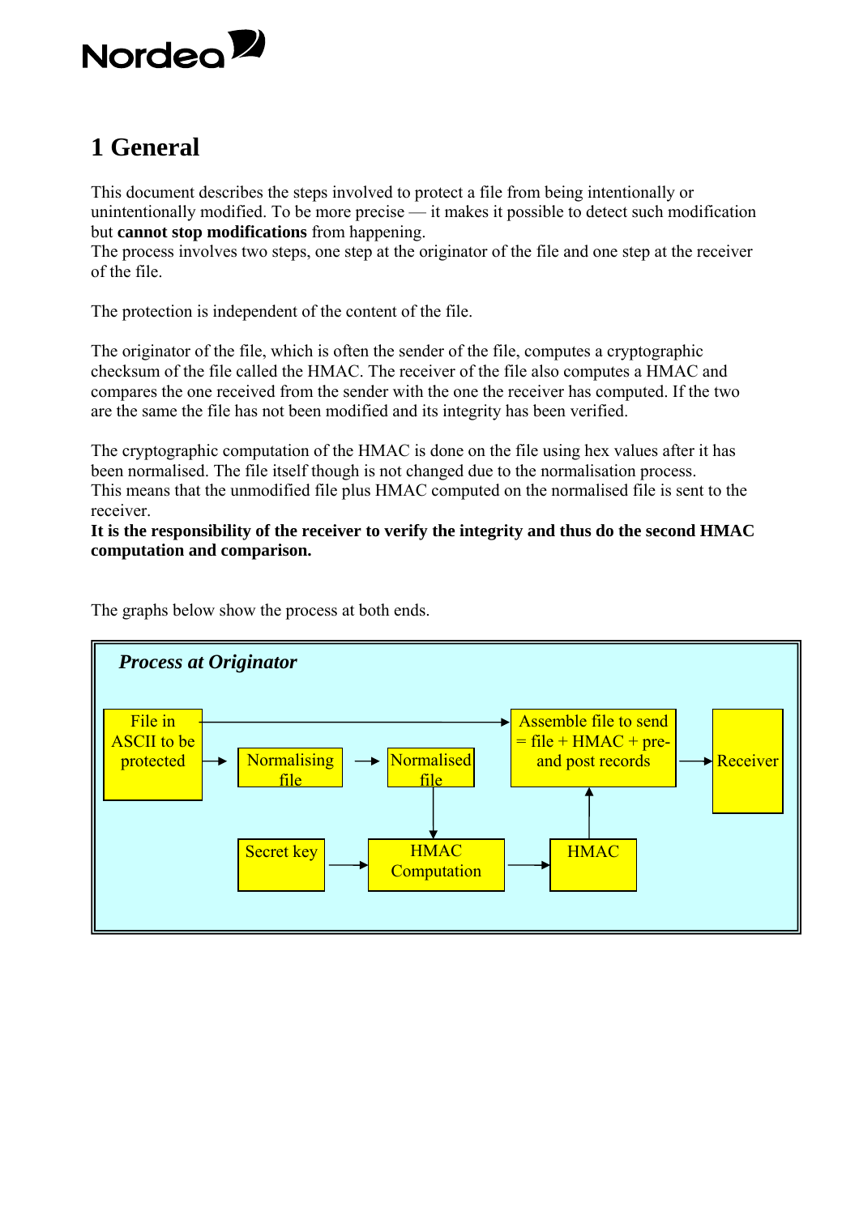# 1 General

This document describes the steps involved to protect a file from being intentionally or unintentionally modified. To be more precise — it makes it possible to detect such modification but **cannot stop modifications** from happening.
The process involves two steps, one step at the originator of the file and one step at the receiver of the file.

The protection is independent of the content of the file.

The originator of the file, which is often the sender of the file, computes a cryptographic checksum of the file called the HMAC. The receiver of the file also computes a HMAC and compares the one received from the sender with the one the receiver has computed. If the two are the same the file has not been modified and its integrity has been verified.

The cryptographic computation of the HMAC is done on the file using hex values after it has been normalised. The file itself though is not changed due to the normalisation process.
This means that the unmodified file plus HMAC computed on the normalised file is sent to the receiver.
**It is the responsibility of the receiver to verify the integrity and thus do the second HMAC computation and comparison.**

The graphs below show the process at both ends.

***Process at Originator***

- File in ASCII to be protected → Normalising file → Normalised file
- File in ASCII to be protected → Assemble file to send = file + HMAC + pre- and post records
- Normalised file → HMAC Computation
- Secret key → HMAC Computation
- HMAC Computation → HMAC
- HMAC → Assemble file to send = file + HMAC + pre- and post records
- Assemble file to send = file + HMAC + pre- and post records → Receiver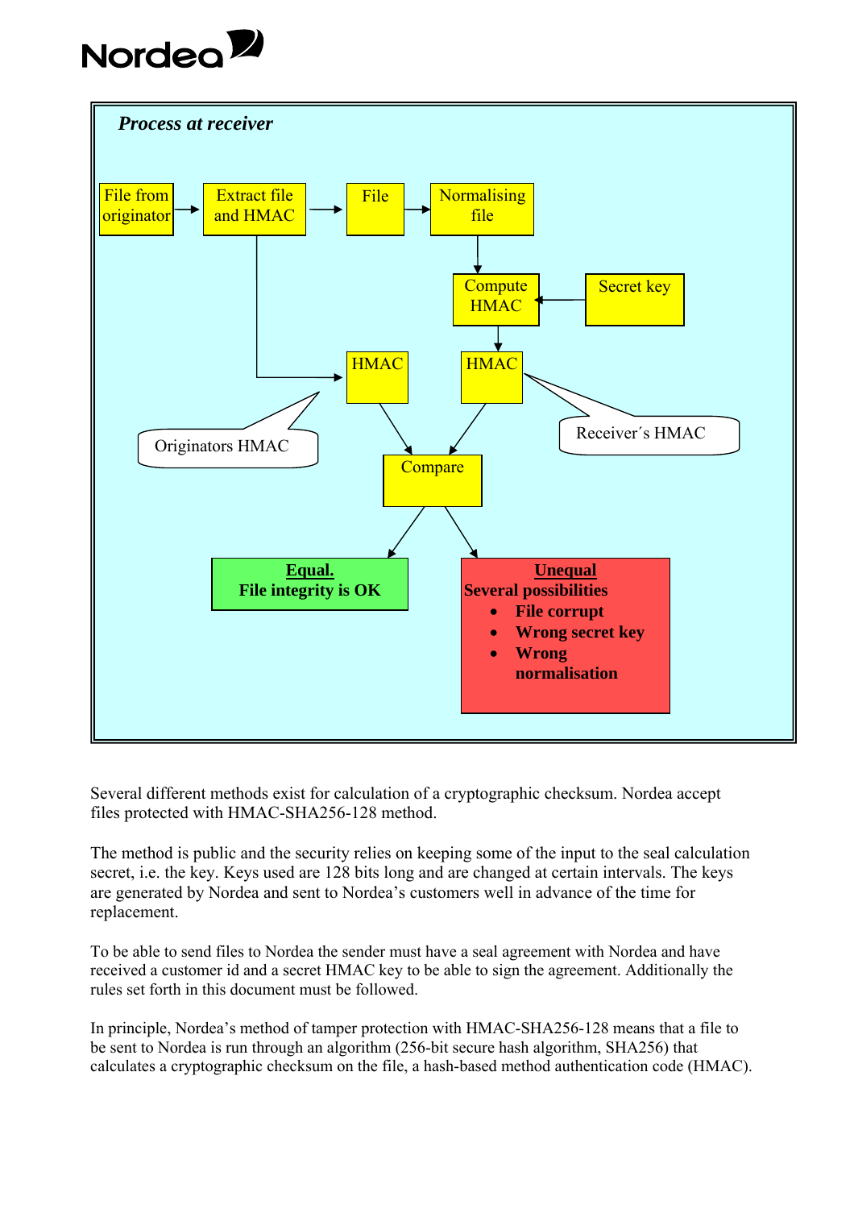***Process at receiver***

File from originator → Extract file and HMAC → File → Normalising file → Compute HMAC ← Secret key

Extract file and HMAC → HMAC (Originators HMAC)

Compute HMAC → HMAC (Receiver´s HMAC)

HMAC, HMAC → Compare

Compare → **Equal. File integrity is OK**

Compare → **Unequal**
**Several possibilities**
- **File corrupt**
- **Wrong secret key**
- **Wrong normalisation**

Several different methods exist for calculation of a cryptographic checksum. Nordea accept files protected with HMAC-SHA256-128 method.

The method is public and the security relies on keeping some of the input to the seal calculation secret, i.e. the key. Keys used are 128 bits long and are changed at certain intervals. The keys are generated by Nordea and sent to Nordea's customers well in advance of the time for replacement.

To be able to send files to Nordea the sender must have a seal agreement with Nordea and have received a customer id and a secret HMAC key to be able to sign the agreement. Additionally the rules set forth in this document must be followed.

In principle, Nordea's method of tamper protection with HMAC-SHA256-128 means that a file to be sent to Nordea is run through an algorithm (256-bit secure hash algorithm, SHA256) that calculates a cryptographic checksum on the file, a hash-based method authentication code (HMAC).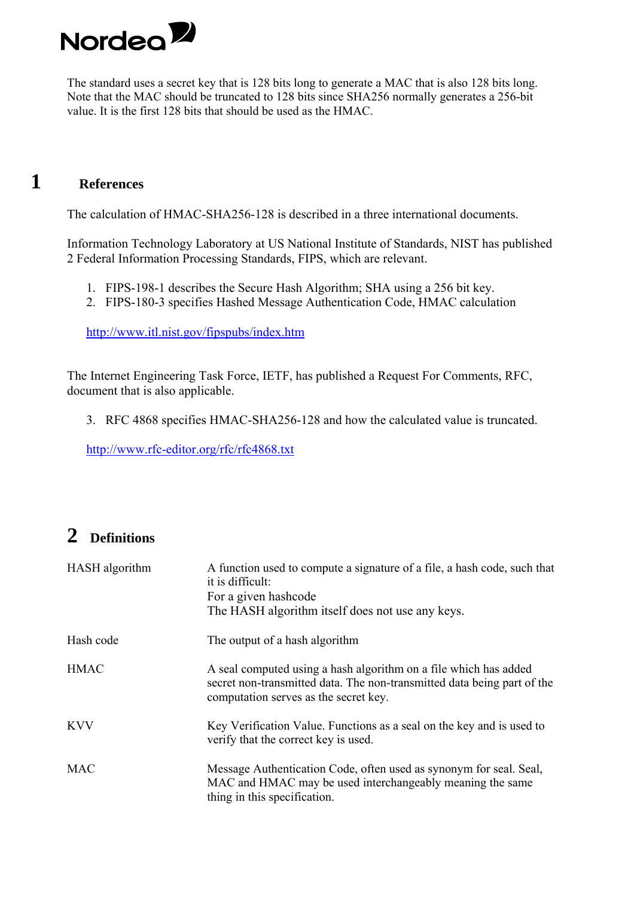The standard uses a secret key that is 128 bits long to generate a MAC that is also 128 bits long. Note that the MAC should be truncated to 128 bits since SHA256 normally generates a 256-bit value. It is the first 128 bits that should be used as the HMAC.

# 1 References

The calculation of HMAC-SHA256-128 is described in a three international documents.

Information Technology Laboratory at US National Institute of Standards, NIST has published 2 Federal Information Processing Standards, FIPS, which are relevant.

1. FIPS-198-1 describes the Secure Hash Algorithm; SHA using a 256 bit key.
2. FIPS-180-3 specifies Hashed Message Authentication Code, HMAC calculation

http://www.itl.nist.gov/fipspubs/index.htm

The Internet Engineering Task Force, IETF, has published a Request For Comments, RFC, document that is also applicable.

3. RFC 4868 specifies HMAC-SHA256-128 and how the calculated value is truncated.

http://www.rfc-editor.org/rfc/rfc4868.txt

# 2 Definitions

| | |
|---|---|
| HASH algorithm | A function used to compute a signature of a file, a hash code, such that it is difficult:<br>For a given hashcode<br>The HASH algorithm itself does not use any keys. |
| Hash code | The output of a hash algorithm |
| HMAC | A seal computed using a hash algorithm on a file which has added secret non-transmitted data. The non-transmitted data being part of the computation serves as the secret key. |
| KVV | Key Verification Value. Functions as a seal on the key and is used to verify that the correct key is used. |
| MAC | Message Authentication Code, often used as synonym for seal. Seal, MAC and HMAC may be used interchangeably meaning the same thing in this specification. |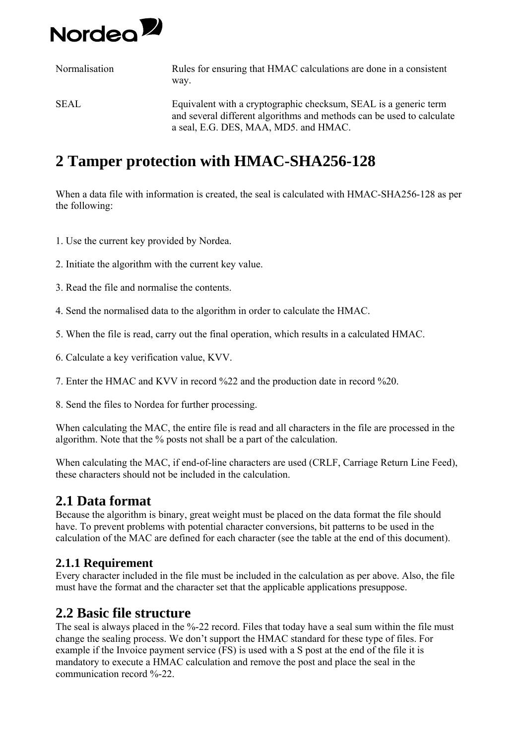| | |
|---|---|
| Normalisation | Rules for ensuring that HMAC calculations are done in a consistent way. |
| SEAL | Equivalent with a cryptographic checksum, SEAL is a generic term and several different algorithms and methods can be used to calculate a seal, E.G. DES, MAA, MD5. and HMAC. |

# 2 Tamper protection with HMAC-SHA256-128

When a data file with information is created, the seal is calculated with HMAC-SHA256-128 as per the following:

1. Use the current key provided by Nordea.

2. Initiate the algorithm with the current key value.

3. Read the file and normalise the contents.

4. Send the normalised data to the algorithm in order to calculate the HMAC.

5. When the file is read, carry out the final operation, which results in a calculated HMAC.

6. Calculate a key verification value, KVV.

7. Enter the HMAC and KVV in record %22 and the production date in record %20.

8. Send the files to Nordea for further processing.

When calculating the MAC, the entire file is read and all characters in the file are processed in the algorithm. Note that the % posts not shall be a part of the calculation.

When calculating the MAC, if end-of-line characters are used (CRLF, Carriage Return Line Feed), these characters should not be included in the calculation.

## 2.1 Data format

Because the algorithm is binary, great weight must be placed on the data format the file should have. To prevent problems with potential character conversions, bit patterns to be used in the calculation of the MAC are defined for each character (see the table at the end of this document).

### 2.1.1 Requirement

Every character included in the file must be included in the calculation as per above. Also, the file must have the format and the character set that the applicable applications presuppose.

## 2.2 Basic file structure

The seal is always placed in the %-22 record. Files that today have a seal sum within the file must change the sealing process. We don't support the HMAC standard for these type of files. For example if the Invoice payment service (FS) is used with a S post at the end of the file it is mandatory to execute a HMAC calculation and remove the post and place the seal in the communication record %-22.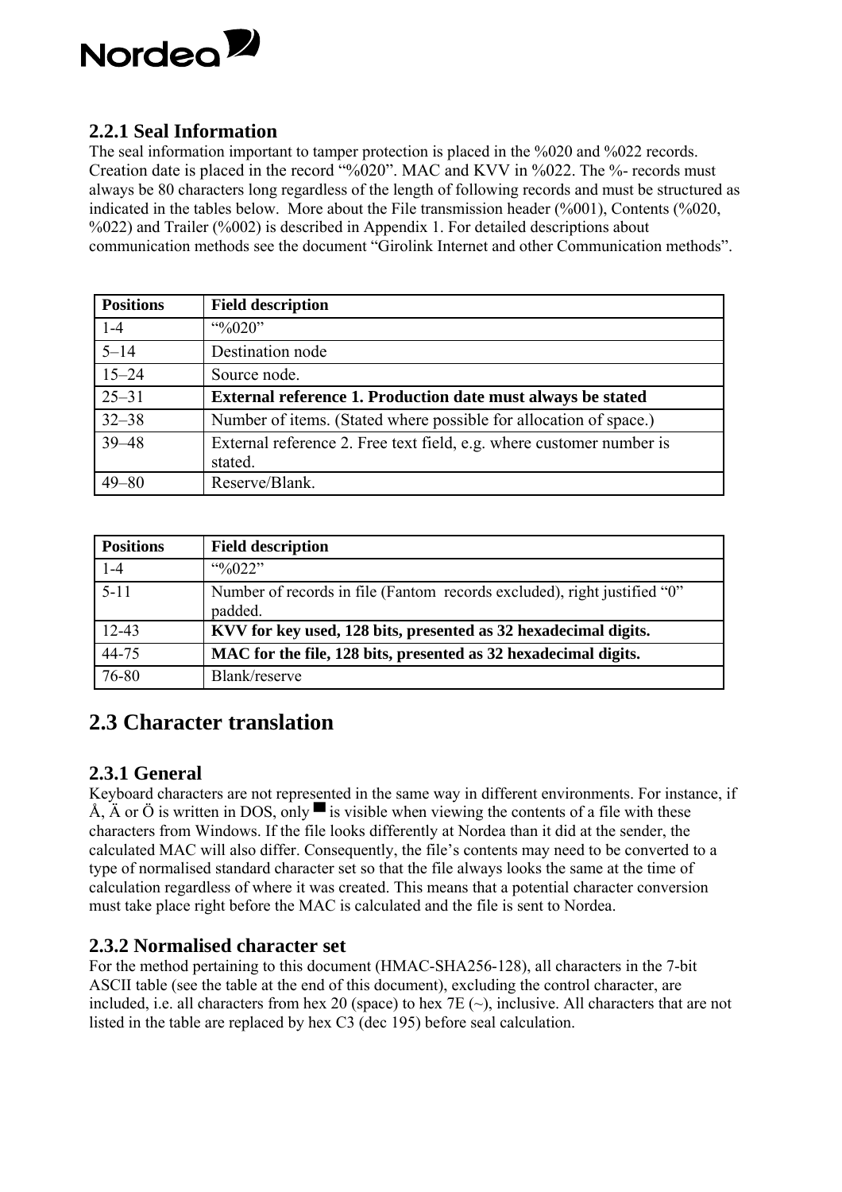### 2.2.1 Seal Information

The seal information important to tamper protection is placed in the %020 and %022 records. Creation date is placed in the record "%020". MAC and KVV in %022. The %- records must always be 80 characters long regardless of the length of following records and must be structured as indicated in the tables below. More about the File transmission header (%001), Contents (%020, %022) and Trailer (%002) is described in Appendix 1. For detailed descriptions about communication methods see the document "Girolink Internet and other Communication methods".

| Positions | Field description |
|---|---|
| 1-4 | "%020" |
| 5–14 | Destination node |
| 15–24 | Source node. |
| 25–31 | **External reference 1. Production date must always be stated** |
| 32–38 | Number of items. (Stated where possible for allocation of space.) |
| 39–48 | External reference 2. Free text field, e.g. where customer number is stated. |
| 49–80 | Reserve/Blank. |

| Positions | Field description |
|---|---|
| 1-4 | "%022" |
| 5-11 | Number of records in file (Fantom records excluded), right justified "0" padded. |
| 12-43 | **KVV for key used, 128 bits, presented as 32 hexadecimal digits.** |
| 44-75 | **MAC for the file, 128 bits, presented as 32 hexadecimal digits.** |
| 76-80 | Blank/reserve |

## 2.3 Character translation

### 2.3.1 General

Keyboard characters are not represented in the same way in different environments. For instance, if Å, Ä or Ö is written in DOS, only ■ is visible when viewing the contents of a file with these characters from Windows. If the file looks differently at Nordea than it did at the sender, the calculated MAC will also differ. Consequently, the file's contents may need to be converted to a type of normalised standard character set so that the file always looks the same at the time of calculation regardless of where it was created. This means that a potential character conversion must take place right before the MAC is calculated and the file is sent to Nordea.

### 2.3.2 Normalised character set

For the method pertaining to this document (HMAC-SHA256-128), all characters in the 7-bit ASCII table (see the table at the end of this document), excluding the control character, are included, i.e. all characters from hex 20 (space) to hex 7E (~), inclusive. All characters that are not listed in the table are replaced by hex C3 (dec 195) before seal calculation.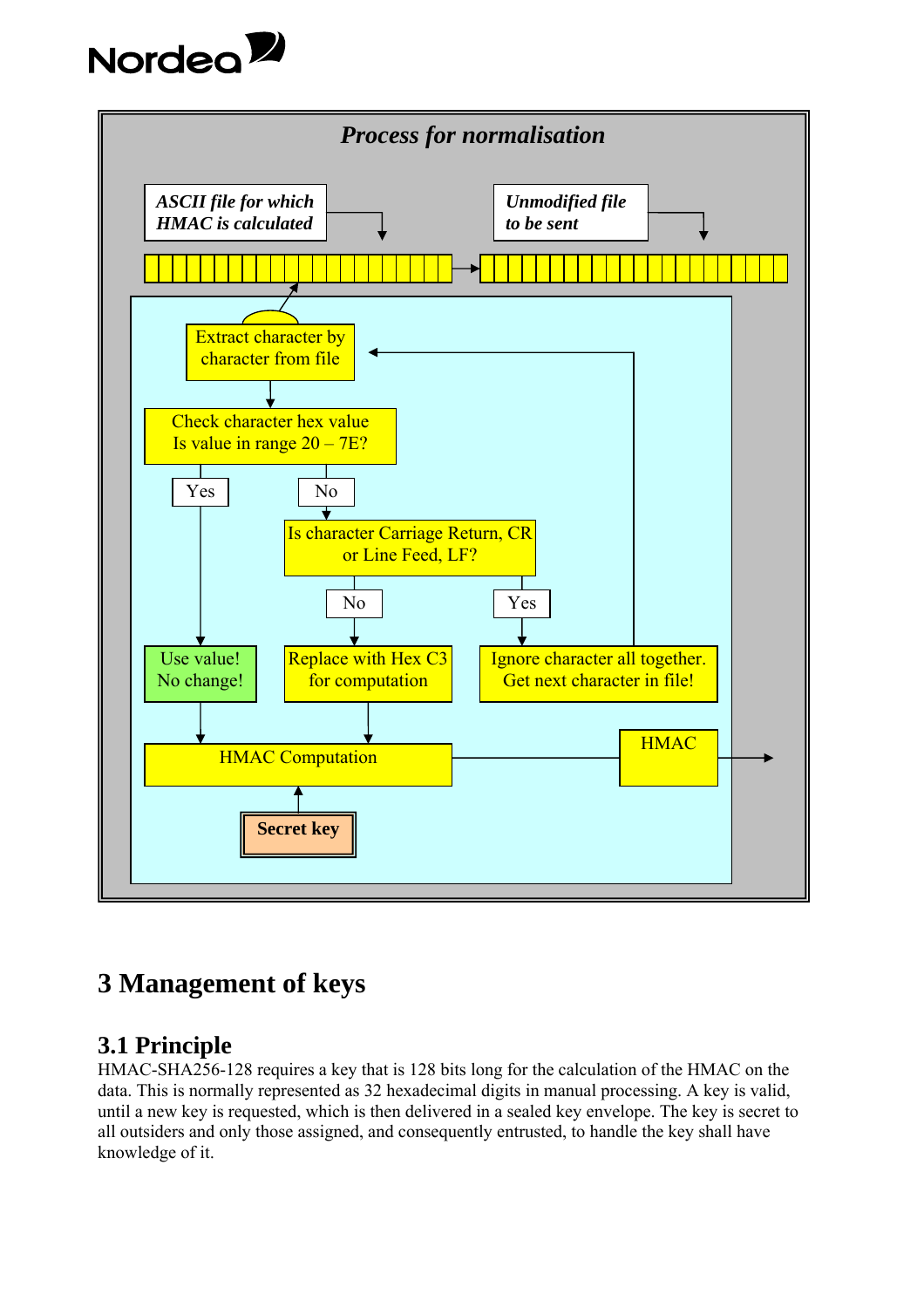*Process for normalisation*

*ASCII file for which HMAC is calculated*

*Unmodified file to be sent*

Extract character by character from file

Check character hex value
Is value in range 20 – 7E?

Yes

No

Is character Carriage Return, CR or Line Feed, LF?

No

Yes

Use value!
No change!

Replace with Hex C3 for computation

Ignore character all together.
Get next character in file!

HMAC Computation

HMAC

**Secret key**

# 3 Management of keys

## 3.1 Principle

HMAC-SHA256-128 requires a key that is 128 bits long for the calculation of the HMAC on the data. This is normally represented as 32 hexadecimal digits in manual processing. A key is valid, until a new key is requested, which is then delivered in a sealed key envelope. The key is secret to all outsiders and only those assigned, and consequently entrusted, to handle the key shall have knowledge of it.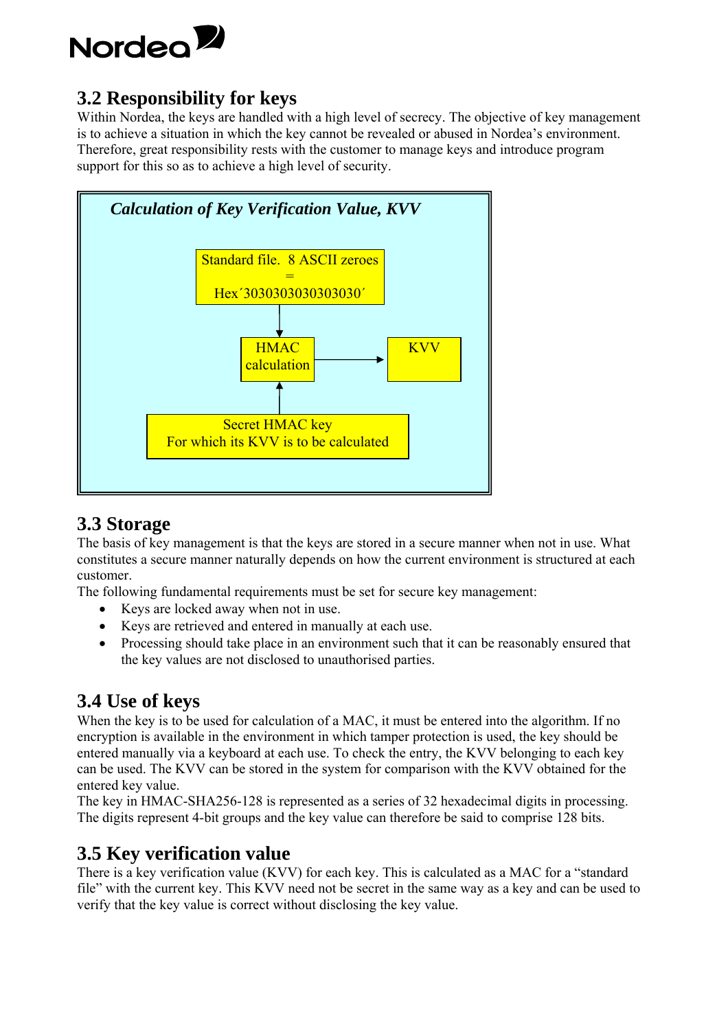## 3.2 Responsibility for keys

Within Nordea, the keys are handled with a high level of secrecy. The objective of key management is to achieve a situation in which the key cannot be revealed or abused in Nordea's environment. Therefore, great responsibility rests with the customer to manage keys and introduce program support for this so as to achieve a high level of security.

*Calculation of Key Verification Value, KVV*

Standard file. 8 ASCII zeroes = Hex´3030303030303030´

HMAC calculation

KVV

Secret HMAC key For which its KVV is to be calculated

## 3.3 Storage

The basis of key management is that the keys are stored in a secure manner when not in use. What constitutes a secure manner naturally depends on how the current environment is structured at each customer.

The following fundamental requirements must be set for secure key management:

- Keys are locked away when not in use.
- Keys are retrieved and entered in manually at each use.
- Processing should take place in an environment such that it can be reasonably ensured that the key values are not disclosed to unauthorised parties.

## 3.4 Use of keys

When the key is to be used for calculation of a MAC, it must be entered into the algorithm. If no encryption is available in the environment in which tamper protection is used, the key should be entered manually via a keyboard at each use. To check the entry, the KVV belonging to each key can be used. The KVV can be stored in the system for comparison with the KVV obtained for the entered key value.

The key in HMAC-SHA256-128 is represented as a series of 32 hexadecimal digits in processing. The digits represent 4-bit groups and the key value can therefore be said to comprise 128 bits.

## 3.5 Key verification value

There is a key verification value (KVV) for each key. This is calculated as a MAC for a "standard file" with the current key. This KVV need not be secret in the same way as a key and can be used to verify that the key value is correct without disclosing the key value.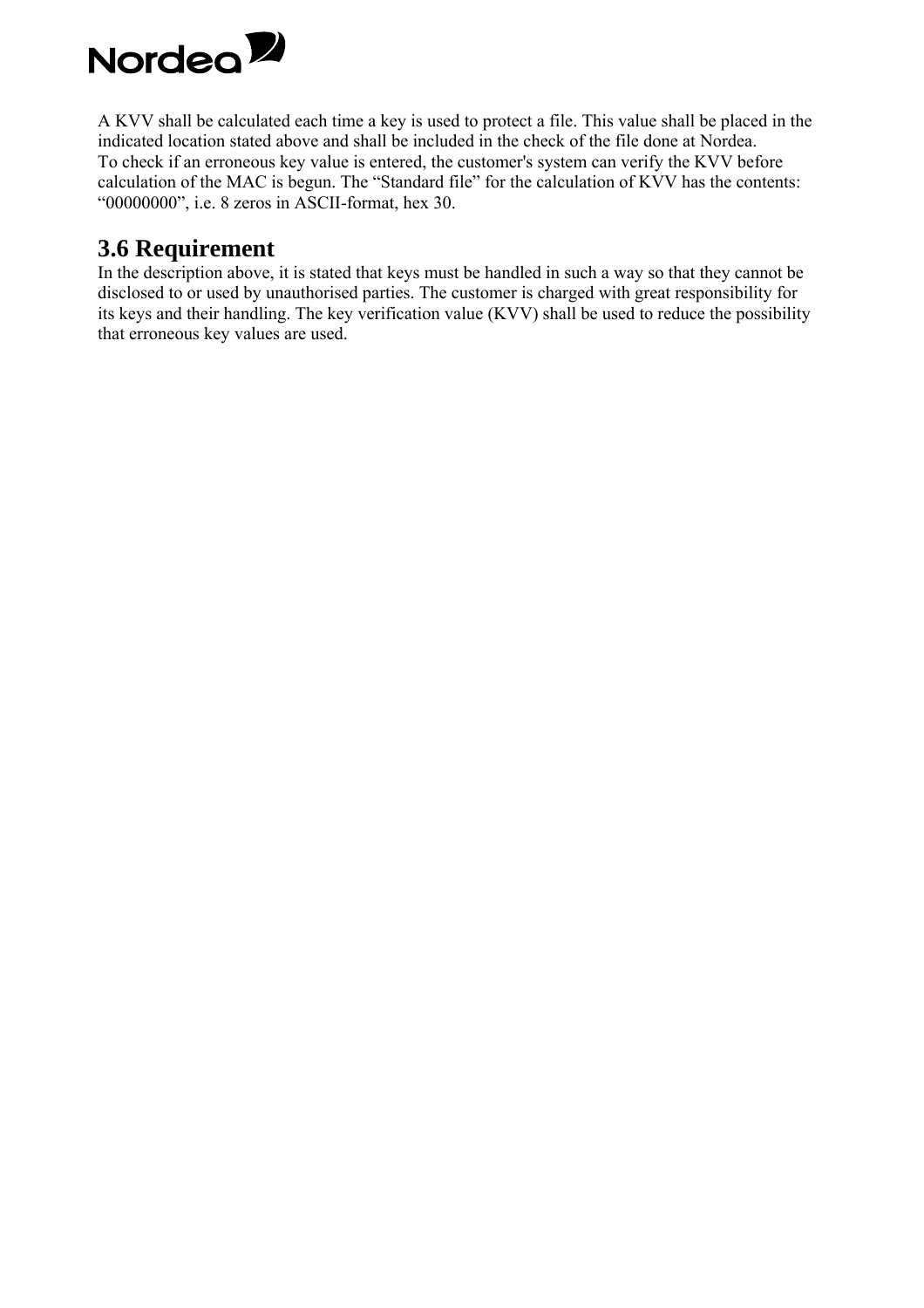A KVV shall be calculated each time a key is used to protect a file. This value shall be placed in the indicated location stated above and shall be included in the check of the file done at Nordea.
To check if an erroneous key value is entered, the customer's system can verify the KVV before calculation of the MAC is begun. The “Standard file” for the calculation of KVV has the contents: “00000000”, i.e. 8 zeros in ASCII-format, hex 30.

## 3.6 Requirement

In the description above, it is stated that keys must be handled in such a way so that they cannot be disclosed to or used by unauthorised parties. The customer is charged with great responsibility for its keys and their handling. The key verification value (KVV) shall be used to reduce the possibility that erroneous key values are used.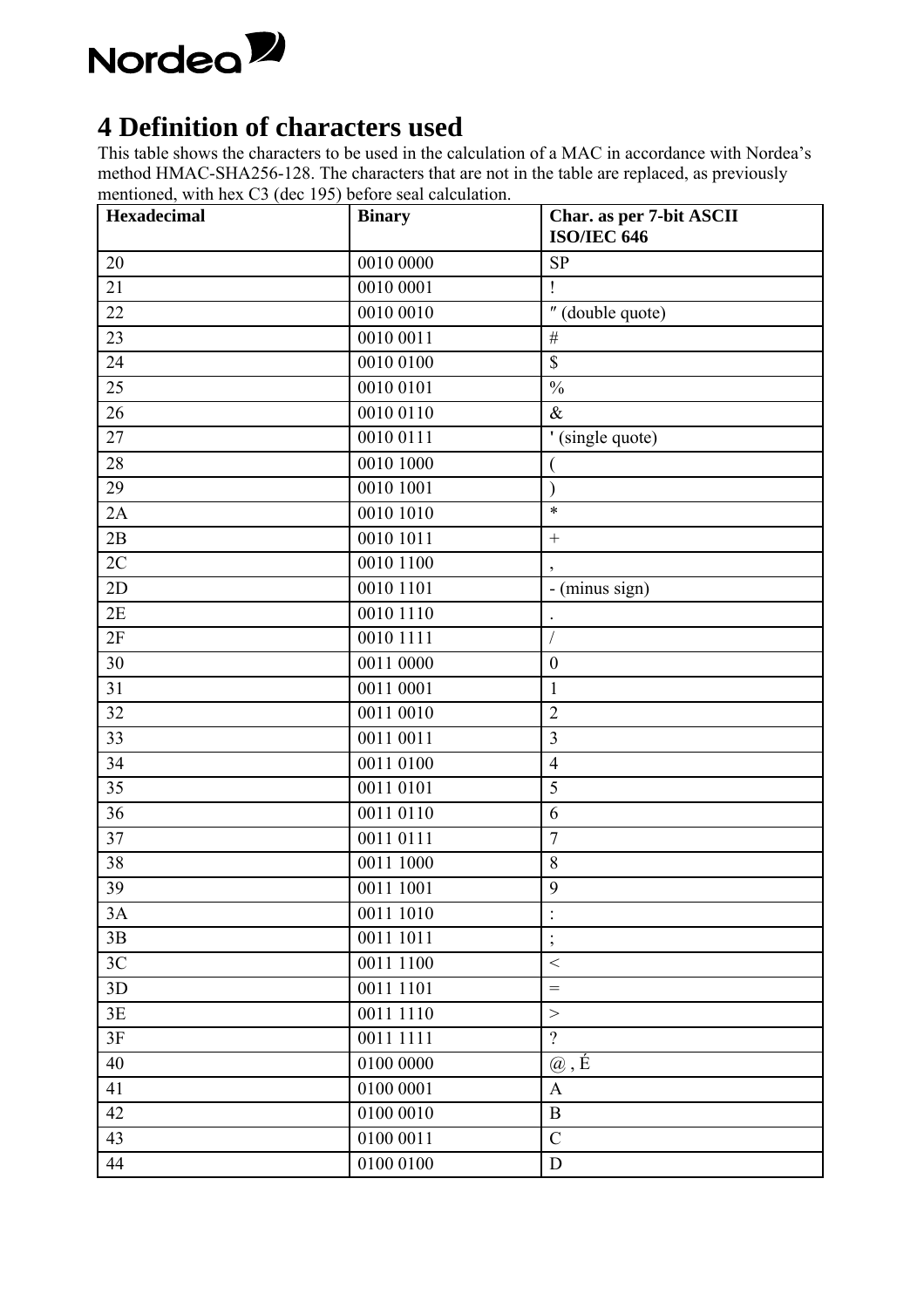# 4 Definition of characters used

This table shows the characters to be used in the calculation of a MAC in accordance with Nordea's method HMAC-SHA256-128. The characters that are not in the table are replaced, as previously mentioned, with hex C3 (dec 195) before seal calculation.

| Hexadecimal | Binary | Char. as per 7-bit ASCII ISO/IEC 646 |
|---|---|---|
| 20 | 0010 0000 | SP |
| 21 | 0010 0001 | ! |
| 22 | 0010 0010 | ″ (double quote) |
| 23 | 0010 0011 | # |
| 24 | 0010 0100 | $ |
| 25 | 0010 0101 | % |
| 26 | 0010 0110 | & |
| 27 | 0010 0111 | ' (single quote) |
| 28 | 0010 1000 | ( |
| 29 | 0010 1001 | ) |
| 2A | 0010 1010 | * |
| 2B | 0010 1011 | + |
| 2C | 0010 1100 | , |
| 2D | 0010 1101 | - (minus sign) |
| 2E | 0010 1110 | . |
| 2F | 0010 1111 | / |
| 30 | 0011 0000 | 0 |
| 31 | 0011 0001 | 1 |
| 32 | 0011 0010 | 2 |
| 33 | 0011 0011 | 3 |
| 34 | 0011 0100 | 4 |
| 35 | 0011 0101 | 5 |
| 36 | 0011 0110 | 6 |
| 37 | 0011 0111 | 7 |
| 38 | 0011 1000 | 8 |
| 39 | 0011 1001 | 9 |
| 3A | 0011 1010 | : |
| 3B | 0011 1011 | ; |
| 3C | 0011 1100 | < |
| 3D | 0011 1101 | = |
| 3E | 0011 1110 | > |
| 3F | 0011 1111 | ? |
| 40 | 0100 0000 | @ , É |
| 41 | 0100 0001 | A |
| 42 | 0100 0010 | B |
| 43 | 0100 0011 | C |
| 44 | 0100 0100 | D |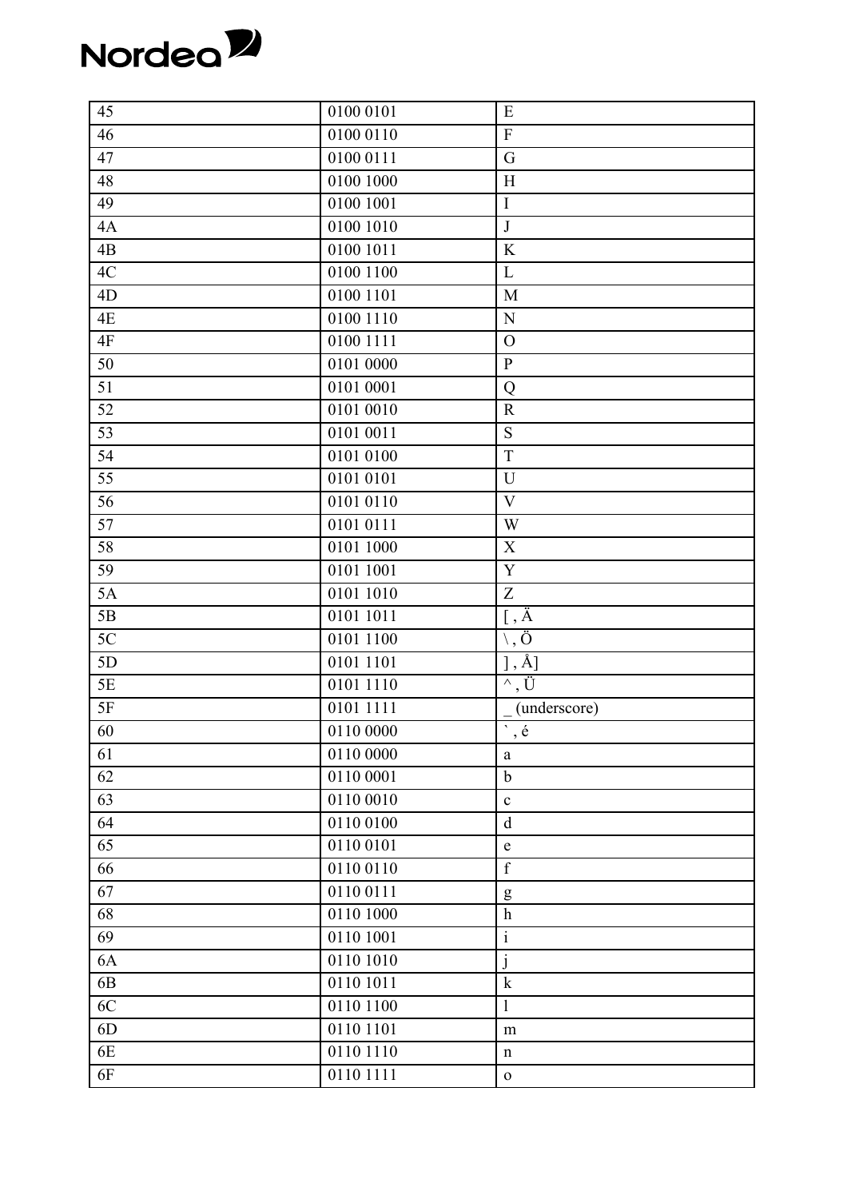| 45 | 0100 0101 | E |
|---|---|---|
| 46 | 0100 0110 | F |
| 47 | 0100 0111 | G |
| 48 | 0100 1000 | H |
| 49 | 0100 1001 | I |
| 4A | 0100 1010 | J |
| 4B | 0100 1011 | K |
| 4C | 0100 1100 | L |
| 4D | 0100 1101 | M |
| 4E | 0100 1110 | N |
| 4F | 0100 1111 | O |
| 50 | 0101 0000 | P |
| 51 | 0101 0001 | Q |
| 52 | 0101 0010 | R |
| 53 | 0101 0011 | S |
| 54 | 0101 0100 | T |
| 55 | 0101 0101 | U |
| 56 | 0101 0110 | V |
| 57 | 0101 0111 | W |
| 58 | 0101 1000 | X |
| 59 | 0101 1001 | Y |
| 5A | 0101 1010 | Z |
| 5B | 0101 1011 | [ , Ä |
| 5C | 0101 1100 | \ , Ö |
| 5D | 0101 1101 | ] , Å] |
| 5E | 0101 1110 | ^ , Ü |
| 5F | 0101 1111 | _ (underscore) |
| 60 | 0110 0000 | ` , é |
| 61 | 0110 0000 | a |
| 62 | 0110 0001 | b |
| 63 | 0110 0010 | c |
| 64 | 0110 0100 | d |
| 65 | 0110 0101 | e |
| 66 | 0110 0110 | f |
| 67 | 0110 0111 | g |
| 68 | 0110 1000 | h |
| 69 | 0110 1001 | i |
| 6A | 0110 1010 | j |
| 6B | 0110 1011 | k |
| 6C | 0110 1100 | l |
| 6D | 0110 1101 | m |
| 6E | 0110 1110 | n |
| 6F | 0110 1111 | o |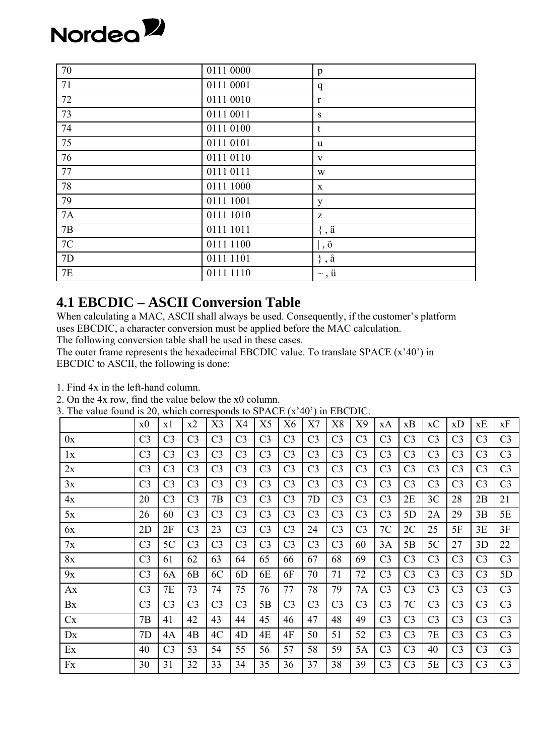| 70 | 0111 0000 | p |
|---|---|---|
| 71 | 0111 0001 | q |
| 72 | 0111 0010 | r |
| 73 | 0111 0011 | s |
| 74 | 0111 0100 | t |
| 75 | 0111 0101 | u |
| 76 | 0111 0110 | v |
| 77 | 0111 0111 | w |
| 78 | 0111 1000 | x |
| 79 | 0111 1001 | y |
| 7A | 0111 1010 | z |
| 7B | 0111 1011 | { , ä |
| 7C | 0111 1100 | \| , ö |
| 7D | 0111 1101 | } , å |
| 7E | 0111 1110 | ~ , ü |

## 4.1 EBCDIC – ASCII Conversion Table

When calculating a MAC, ASCII shall always be used. Consequently, if the customer's platform uses EBCDIC, a character conversion must be applied before the MAC calculation.
The following conversion table shall be used in these cases.
The outer frame represents the hexadecimal EBCDIC value. To translate SPACE (x'40') in EBCDIC to ASCII, the following is done:

1. Find 4x in the left-hand column.
2. On the 4x row, find the value below the x0 column.
3. The value found is 20, which corresponds to SPACE (x'40') in EBCDIC.

| | x0 | x1 | x2 | X3 | X4 | X5 | X6 | X7 | X8 | X9 | xA | xB | xC | xD | xE | xF |
|---|---|---|---|---|---|---|---|---|---|---|---|---|---|---|---|---|
| 0x | C3 | C3 | C3 | C3 | C3 | C3 | C3 | C3 | C3 | C3 | C3 | C3 | C3 | C3 | C3 | C3 |
| 1x | C3 | C3 | C3 | C3 | C3 | C3 | C3 | C3 | C3 | C3 | C3 | C3 | C3 | C3 | C3 | C3 |
| 2x | C3 | C3 | C3 | C3 | C3 | C3 | C3 | C3 | C3 | C3 | C3 | C3 | C3 | C3 | C3 | C3 |
| 3x | C3 | C3 | C3 | C3 | C3 | C3 | C3 | C3 | C3 | C3 | C3 | C3 | C3 | C3 | C3 | C3 |
| 4x | 20 | C3 | C3 | 7B | C3 | C3 | C3 | 7D | C3 | C3 | C3 | 2E | 3C | 28 | 2B | 21 |
| 5x | 26 | 60 | C3 | C3 | C3 | C3 | C3 | C3 | C3 | C3 | C3 | 5D | 2A | 29 | 3B | 5E |
| 6x | 2D | 2F | C3 | 23 | C3 | C3 | C3 | 24 | C3 | C3 | 7C | 2C | 25 | 5F | 3E | 3F |
| 7x | C3 | 5C | C3 | C3 | C3 | C3 | C3 | C3 | C3 | 60 | 3A | 5B | 5C | 27 | 3D | 22 |
| 8x | C3 | 61 | 62 | 63 | 64 | 65 | 66 | 67 | 68 | 69 | C3 | C3 | C3 | C3 | C3 | C3 |
| 9x | C3 | 6A | 6B | 6C | 6D | 6E | 6F | 70 | 71 | 72 | C3 | C3 | C3 | C3 | C3 | 5D |
| Ax | C3 | 7E | 73 | 74 | 75 | 76 | 77 | 78 | 79 | 7A | C3 | C3 | C3 | C3 | C3 | C3 |
| Bx | C3 | C3 | C3 | C3 | C3 | 5B | C3 | C3 | C3 | C3 | C3 | 7C | C3 | C3 | C3 | C3 |
| Cx | 7B | 41 | 42 | 43 | 44 | 45 | 46 | 47 | 48 | 49 | C3 | C3 | C3 | C3 | C3 | C3 |
| Dx | 7D | 4A | 4B | 4C | 4D | 4E | 4F | 50 | 51 | 52 | C3 | C3 | 7E | C3 | C3 | C3 |
| Ex | 40 | C3 | 53 | 54 | 55 | 56 | 57 | 58 | 59 | 5A | C3 | C3 | 40 | C3 | C3 | C3 |
| Fx | 30 | 31 | 32 | 33 | 34 | 35 | 36 | 37 | 38 | 39 | C3 | C3 | 5E | C3 | C3 | C3 |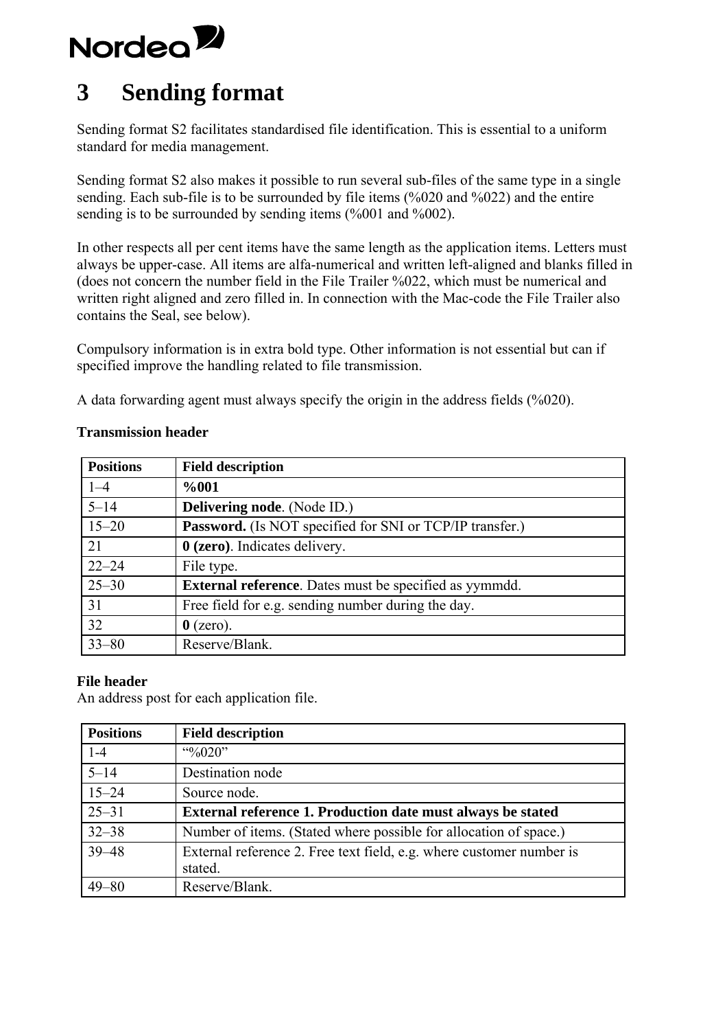# 3 Sending format

Sending format S2 facilitates standardised file identification. This is essential to a uniform standard for media management.

Sending format S2 also makes it possible to run several sub-files of the same type in a single sending. Each sub-file is to be surrounded by file items (%020 and %022) and the entire sending is to be surrounded by sending items (%001 and %002).

In other respects all per cent items have the same length as the application items. Letters must always be upper-case. All items are alfa-numerical and written left-aligned and blanks filled in (does not concern the number field in the File Trailer %022, which must be numerical and written right aligned and zero filled in. In connection with the Mac-code the File Trailer also contains the Seal, see below).

Compulsory information is in extra bold type. Other information is not essential but can if specified improve the handling related to file transmission.

A data forwarding agent must always specify the origin in the address fields (%020).

**Transmission header**

| Positions | Field description |
|---|---|
| 1–4 | **%001** |
| 5–14 | **Delivering node**. (Node ID.) |
| 15–20 | **Password.** (Is NOT specified for SNI or TCP/IP transfer.) |
| 21 | **0 (zero)**. Indicates delivery. |
| 22–24 | File type. |
| 25–30 | **External reference**. Dates must be specified as yymmdd. |
| 31 | Free field for e.g. sending number during the day. |
| 32 | **0** (zero). |
| 33–80 | Reserve/Blank. |

**File header**
An address post for each application file.

| Positions | Field description |
|---|---|
| 1-4 | “%020” |
| 5–14 | Destination node |
| 15–24 | Source node. |
| 25–31 | **External reference 1. Production date must always be stated** |
| 32–38 | Number of items. (Stated where possible for allocation of space.) |
| 39–48 | External reference 2. Free text field, e.g. where customer number is stated. |
| 49–80 | Reserve/Blank. |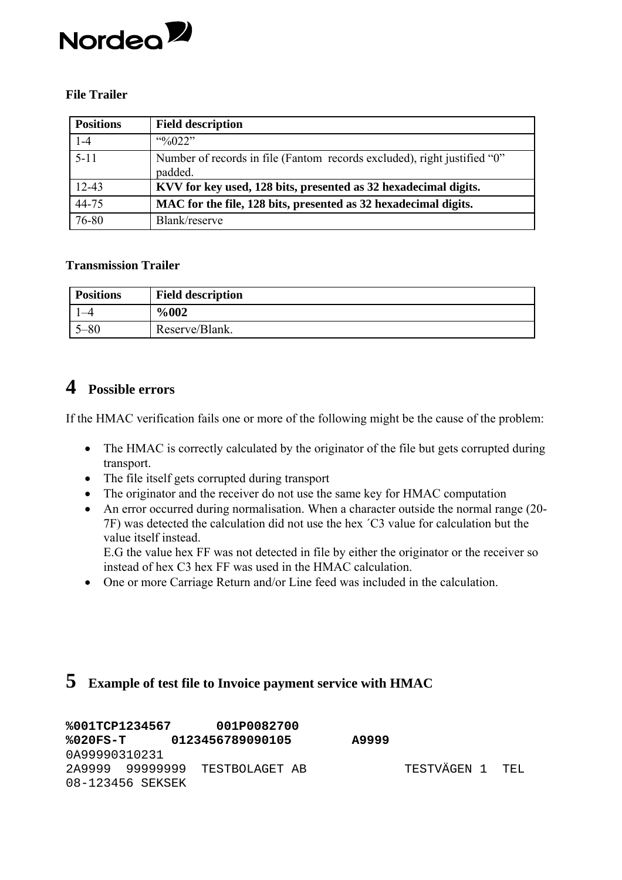**File Trailer**

| Positions | Field description |
|---|---|
| 1-4 | “%022” |
| 5-11 | Number of records in file (Fantom records excluded), right justified “0” padded. |
| 12-43 | **KVV for key used, 128 bits, presented as 32 hexadecimal digits.** |
| 44-75 | **MAC for the file, 128 bits, presented as 32 hexadecimal digits.** |
| 76-80 | Blank/reserve |

**Transmission Trailer**

| Positions | Field description |
|---|---|
| 1–4 | **%002** |
| 5–80 | Reserve/Blank. |

# 4 Possible errors

If the HMAC verification fails one or more of the following might be the cause of the problem:

- The HMAC is correctly calculated by the originator of the file but gets corrupted during transport.
- The file itself gets corrupted during transport
- The originator and the receiver do not use the same key for HMAC computation
- An error occurred during normalisation. When a character outside the normal range (20-7F) was detected the calculation did not use the hex ´C3 value for calculation but the value itself instead.
  E.G the value hex FF was not detected in file by either the originator or the receiver so instead of hex C3 hex FF was used in the HMAC calculation.
- One or more Carriage Return and/or Line feed was included in the calculation.

# 5 Example of test file to Invoice payment service with HMAC

```
%001TCP1234567      001P0082700
%020FS-T      0123456789090105        A9999
0A99990310231
2A9999  99999999  TESTBOLAGET AB            TESTVÄGEN 1  TEL
08-123456 SEKSEK
```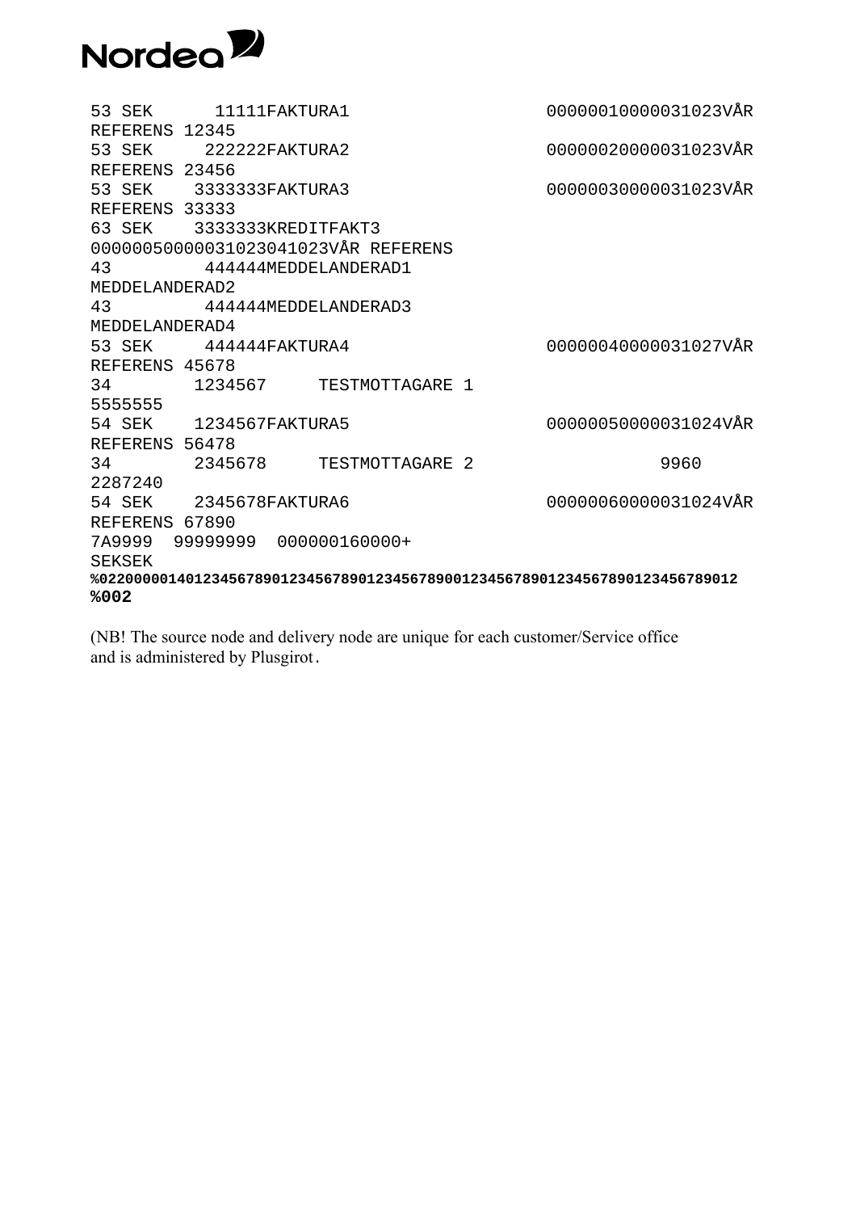```
53 SEK      11111FAKTURA1                         00000010000031023VÅR
REFERENS 12345
53 SEK     222222FAKTURA2                         00000020000031023VÅR
REFERENS 23456
53 SEK    3333333FAKTURA3                         00000030000031023VÅR
REFERENS 33333
63 SEK    3333333KREDITFAKT3
00000050000031023041023VÅR REFERENS
43         444444MEDDELANDERAD1
MEDDELANDERAD2
43         444444MEDDELANDERAD3
MEDDELANDERAD4
53 SEK     444444FAKTURA4                         00000040000031027VÅR
REFERENS 45678
34        1234567     TESTMOTTAGARE 1
5555555
54 SEK    1234567FAKTURA5                         00000050000031024VÅR
REFERENS 56478
34        2345678     TESTMOTTAGARE 2                       9960
2287240
54 SEK    2345678FAKTURA6                         00000060000031024VÅR
REFERENS 67890
7A9999  99999999  000000160000+
SEKSEK
%022000001401234567890123456789012345678900123456789012345678901234567890012
%002
```

(NB! The source node and delivery node are unique for each customer/Service office and is administered by Plusgirot.